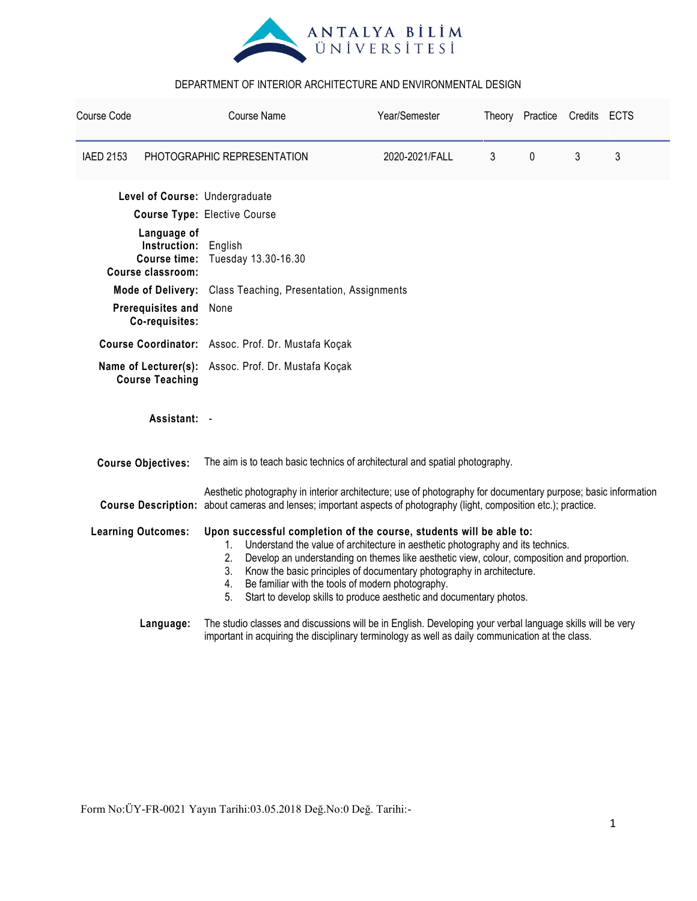ANTALYA BİLİM ÜNİVERSİTESİ

DEPARTMENT OF INTERIOR ARCHITECTURE AND ENVIRONMENTAL DESIGN

| Course Code | Course Name | Year/Semester | Theory | Practice | Credits | ECTS |
|---|---|---|---|---|---|---|
| IAED 2153 | PHOTOGRAPHIC REPRESENTATION | 2020-2021/FALL | 3 | 0 | 3 | 3 |

**Level of Course:** Undergraduate

**Course Type:** Elective Course

**Language of Instruction:** English

**Course time:** Tuesday 13.30-16.30

**Course classroom:**

**Mode of Delivery:** Class Teaching, Presentation, Assignments

**Prerequisites and Co-requisites:** None

**Course Coordinator:** Assoc. Prof. Dr. Mustafa Koçak

**Name of Lecturer(s):** Assoc. Prof. Dr. Mustafa Koçak

**Course Teaching Assistant:** -

**Course Objectives:** The aim is to teach basic technics of architectural and spatial photography.

**Course Description:** Aesthetic photography in interior architecture; use of photography for documentary purpose; basic information about cameras and lenses; important aspects of photography (light, composition etc.); practice.

**Learning Outcomes:** **Upon successful completion of the course, students will be able to:**

1. Understand the value of architecture in aesthetic photography and its technics.
2. Develop an understanding on themes like aesthetic view, colour, composition and proportion.
3. Know the basic principles of documentary photography in architecture.
4. Be familiar with the tools of modern photography.
5. Start to develop skills to produce aesthetic and documentary photos.

**Language:** The studio classes and discussions will be in English. Developing your verbal language skills will be very important in acquiring the disciplinary terminology as well as daily communication at the class.

Form No:ÜY-FR-0021 Yayın Tarihi:03.05.2018 Değ.No:0 Değ. Tarihi:-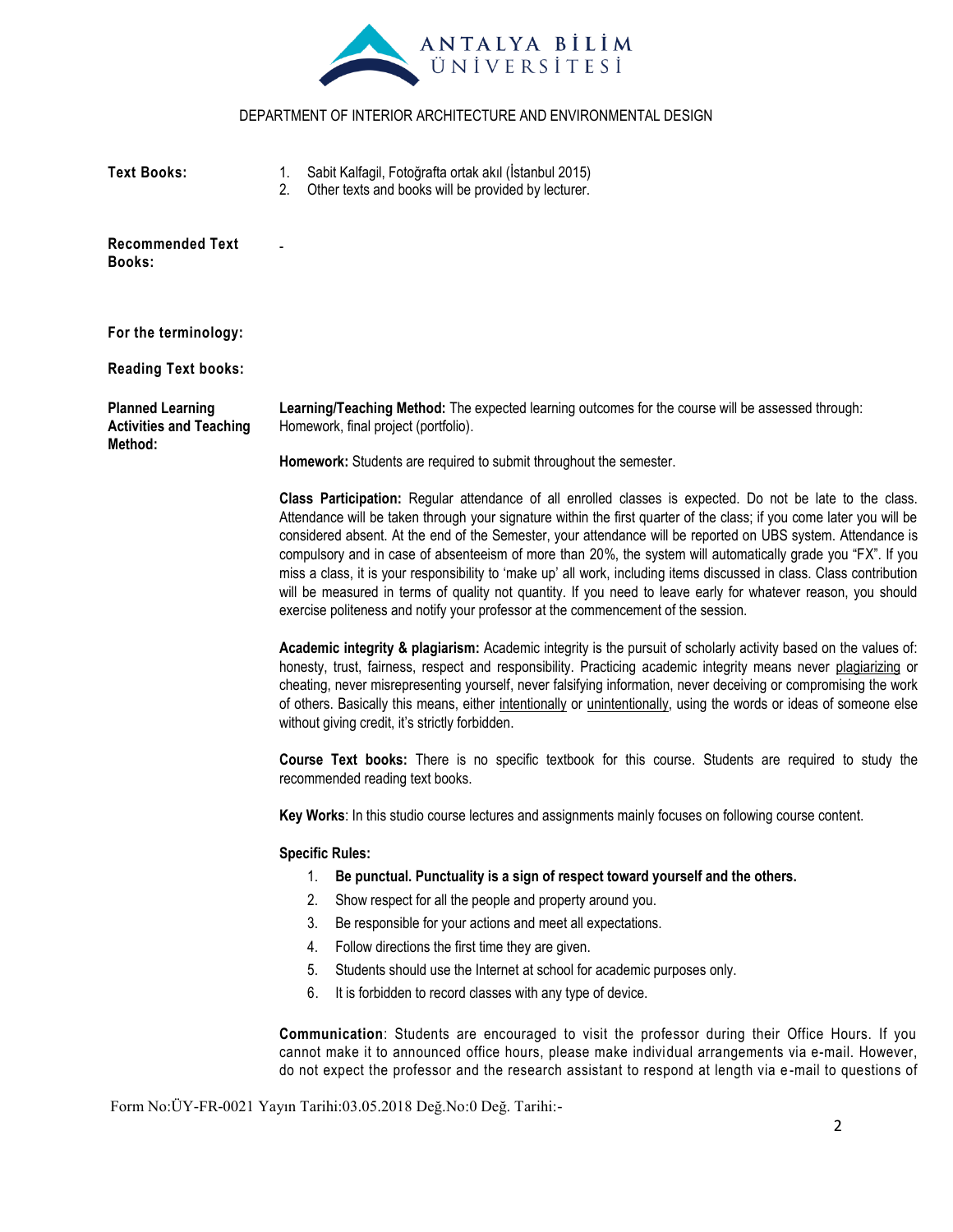**Text Books:**

1. Sabit Kalfagil, Fotoğrafta ortak akıl (İstanbul 2015)
2. Other texts and books will be provided by lecturer.

**Recommended Text Books:** -

**For the terminology:**

**Reading Text books:**

**Planned Learning Activities and Teaching Method:**

**Learning/Teaching Method:** The expected learning outcomes for the course will be assessed through: Homework, final project (portfolio).

**Homework:** Students are required to submit throughout the semester.

**Class Participation:** Regular attendance of all enrolled classes is expected. Do not be late to the class. Attendance will be taken through your signature within the first quarter of the class; if you come later you will be considered absent. At the end of the Semester, your attendance will be reported on UBS system. Attendance is compulsory and in case of absenteeism of more than 20%, the system will automatically grade you "FX". If you miss a class, it is your responsibility to 'make up' all work, including items discussed in class. Class contribution will be measured in terms of quality not quantity. If you need to leave early for whatever reason, you should exercise politeness and notify your professor at the commencement of the session.

**Academic integrity & plagiarism:** Academic integrity is the pursuit of scholarly activity based on the values of: honesty, trust, fairness, respect and responsibility. Practicing academic integrity means never plagiarizing or cheating, never misrepresenting yourself, never falsifying information, never deceiving or compromising the work of others. Basically this means, either intentionally or unintentionally, using the words or ideas of someone else without giving credit, it's strictly forbidden.

**Course Text books:** There is no specific textbook for this course. Students are required to study the recommended reading text books.

**Key Works**: In this studio course lectures and assignments mainly focuses on following course content.

**Specific Rules:**

1. **Be punctual. Punctuality is a sign of respect toward yourself and the others.**
2. Show respect for all the people and property around you.
3. Be responsible for your actions and meet all expectations.
4. Follow directions the first time they are given.
5. Students should use the Internet at school for academic purposes only.
6. It is forbidden to record classes with any type of device.

**Communication**: Students are encouraged to visit the professor during their Office Hours. If you cannot make it to announced office hours, please make individual arrangements via e-mail. However, do not expect the professor and the research assistant to respond at length via e-mail to questions of

Form No:ÜY-FR-0021 Yayın Tarihi:03.05.2018 Değ.No:0 Değ. Tarihi:-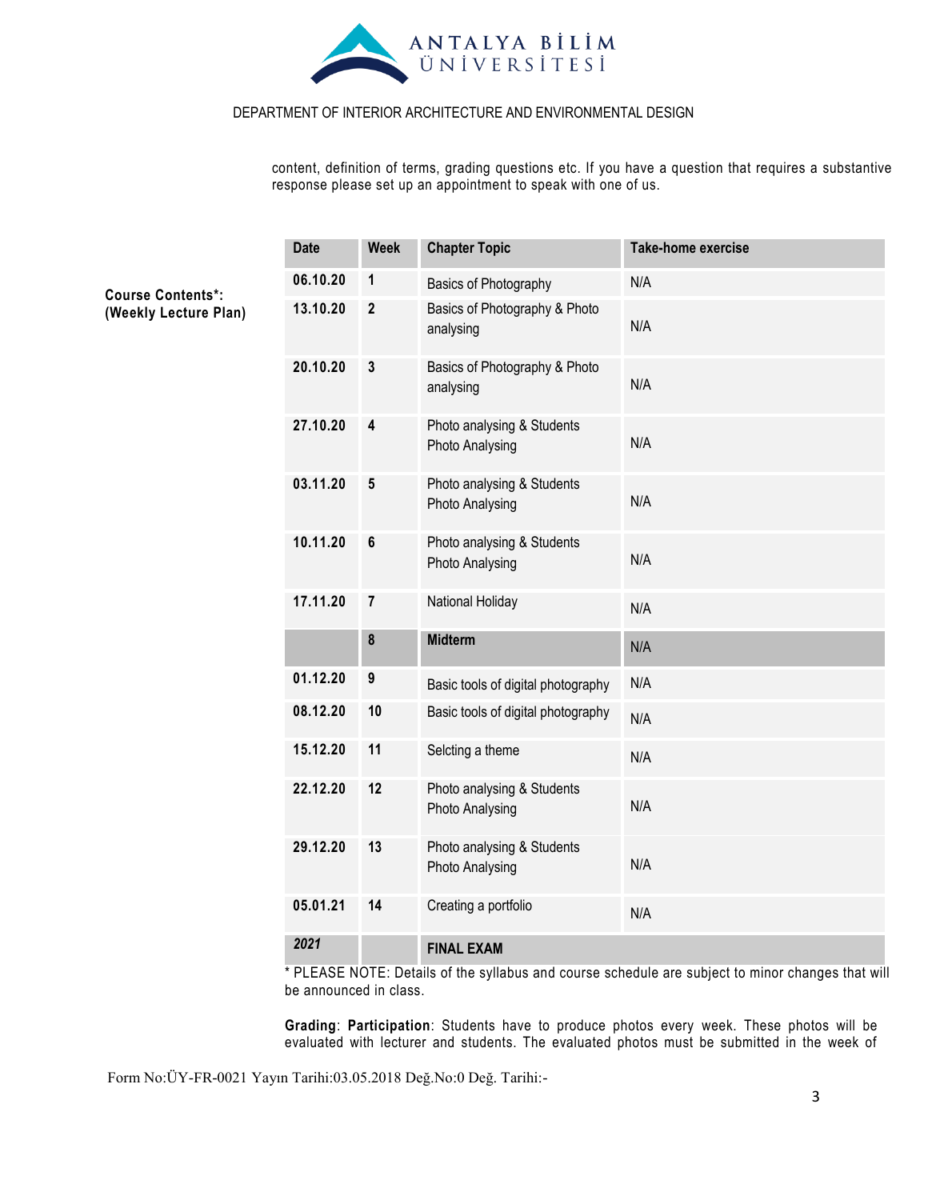content, definition of terms, grading questions etc. If you have a question that requires a substantive response please set up an appointment to speak with one of us.

**Course Contents*: (Weekly Lecture Plan)**

| Date | Week | Chapter Topic | Take-home exercise |
|---|---|---|---|
| 06.10.20 | 1 | Basics of Photography | N/A |
| 13.10.20 | 2 | Basics of Photography & Photo analysing | N/A |
| 20.10.20 | 3 | Basics of Photography & Photo analysing | N/A |
| 27.10.20 | 4 | Photo analysing & Students Photo Analysing | N/A |
| 03.11.20 | 5 | Photo analysing & Students Photo Analysing | N/A |
| 10.11.20 | 6 | Photo analysing & Students Photo Analysing | N/A |
| 17.11.20 | 7 | National Holiday | N/A |
| | 8 | **Midterm** | N/A |
| 01.12.20 | 9 | Basic tools of digital photography | N/A |
| 08.12.20 | 10 | Basic tools of digital photography | N/A |
| 15.12.20 | 11 | Selcting a theme | N/A |
| 22.12.20 | 12 | Photo analysing & Students Photo Analysing | N/A |
| 29.12.20 | 13 | Photo analysing & Students Photo Analysing | N/A |
| 05.01.21 | 14 | Creating a portfolio | N/A |
| *2021* | | **FINAL EXAM** | |

* PLEASE NOTE: Details of the syllabus and course schedule are subject to minor changes that will be announced in class.

**Grading**: **Participation**: Students have to produce photos every week. These photos will be evaluated with lecturer and students. The evaluated photos must be submitted in the week of

Form No:ÜY-FR-0021 Yayın Tarihi:03.05.2018 Değ.No:0 Değ. Tarihi:-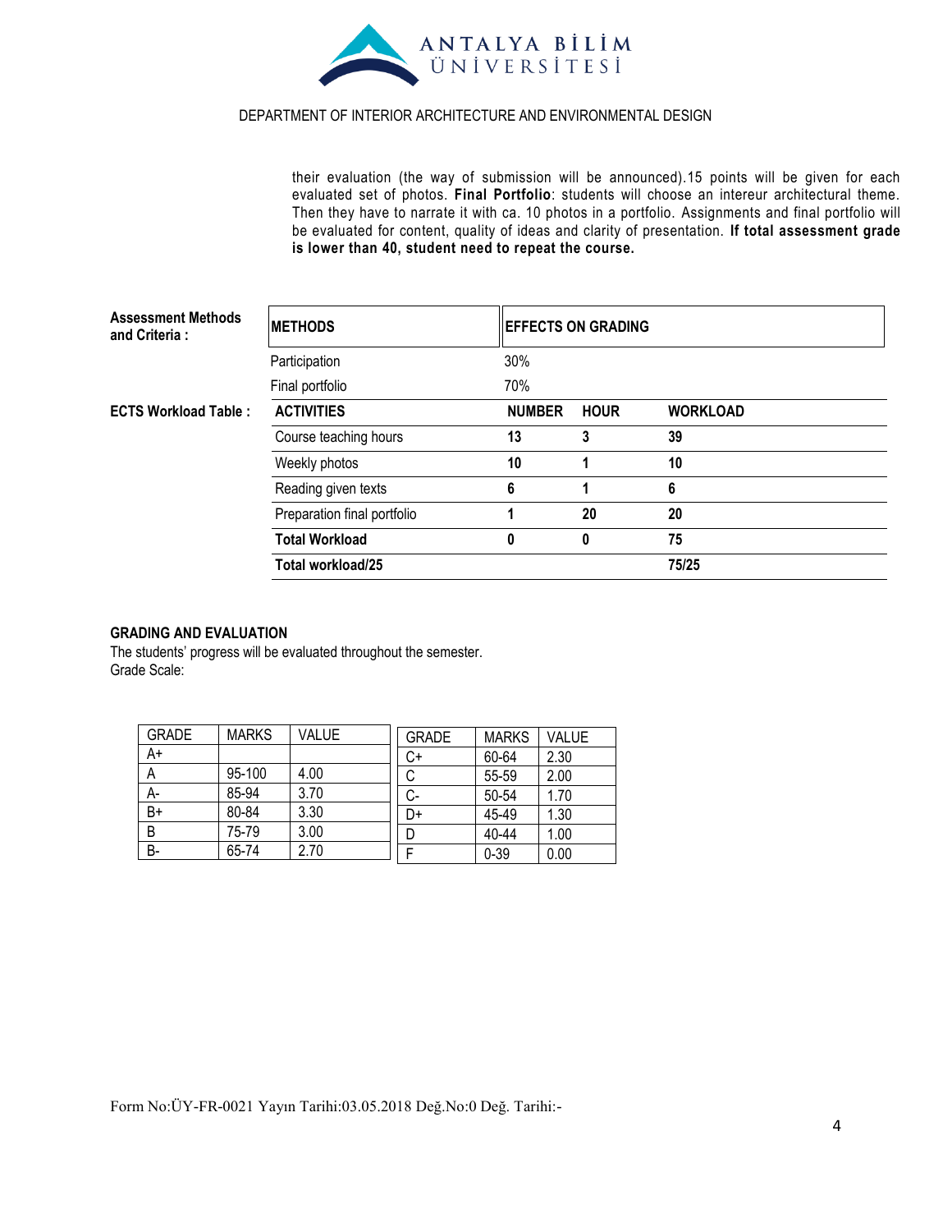their evaluation (the way of submission will be announced).15 points will be given for each evaluated set of photos. **Final Portfolio**: students will choose an intereur architectural theme. Then they have to narrate it with ca. 10 photos in a portfolio. Assignments and final portfolio will be evaluated for content, quality of ideas and clarity of presentation. **If total assessment grade is lower than 40, student need to repeat the course.**

**Assessment Methods and Criteria :**

| METHODS | EFFECTS ON GRADING |
|---|---|
| Participation | 30% |
| Final portfolio | 70% |

**ECTS Workload Table :**

| ACTIVITIES | NUMBER | HOUR | WORKLOAD |
|---|---|---|---|
| Course teaching hours | 13 | 3 | 39 |
| Weekly photos | 10 | 1 | 10 |
| Reading given texts | 6 | 1 | 6 |
| Preparation final portfolio | 1 | 20 | 20 |
| **Total Workload** | 0 | 0 | 75 |
| **Total workload/25** | | | 75/25 |

## GRADING AND EVALUATION

The students' progress will be evaluated throughout the semester.
Grade Scale:

| GRADE | MARKS | VALUE |
|---|---|---|
| A+ | | |
| A | 95-100 | 4.00 |
| A- | 85-94 | 3.70 |
| B+ | 80-84 | 3.30 |
| B | 75-79 | 3.00 |
| B- | 65-74 | 2.70 |

| GRADE | MARKS | VALUE |
|---|---|---|
| C+ | 60-64 | 2.30 |
| C | 55-59 | 2.00 |
| C- | 50-54 | 1.70 |
| D+ | 45-49 | 1.30 |
| D | 40-44 | 1.00 |
| F | 0-39 | 0.00 |

Form No:ÜY-FR-0021 Yayın Tarihi:03.05.2018 Değ.No:0 Değ. Tarihi:-